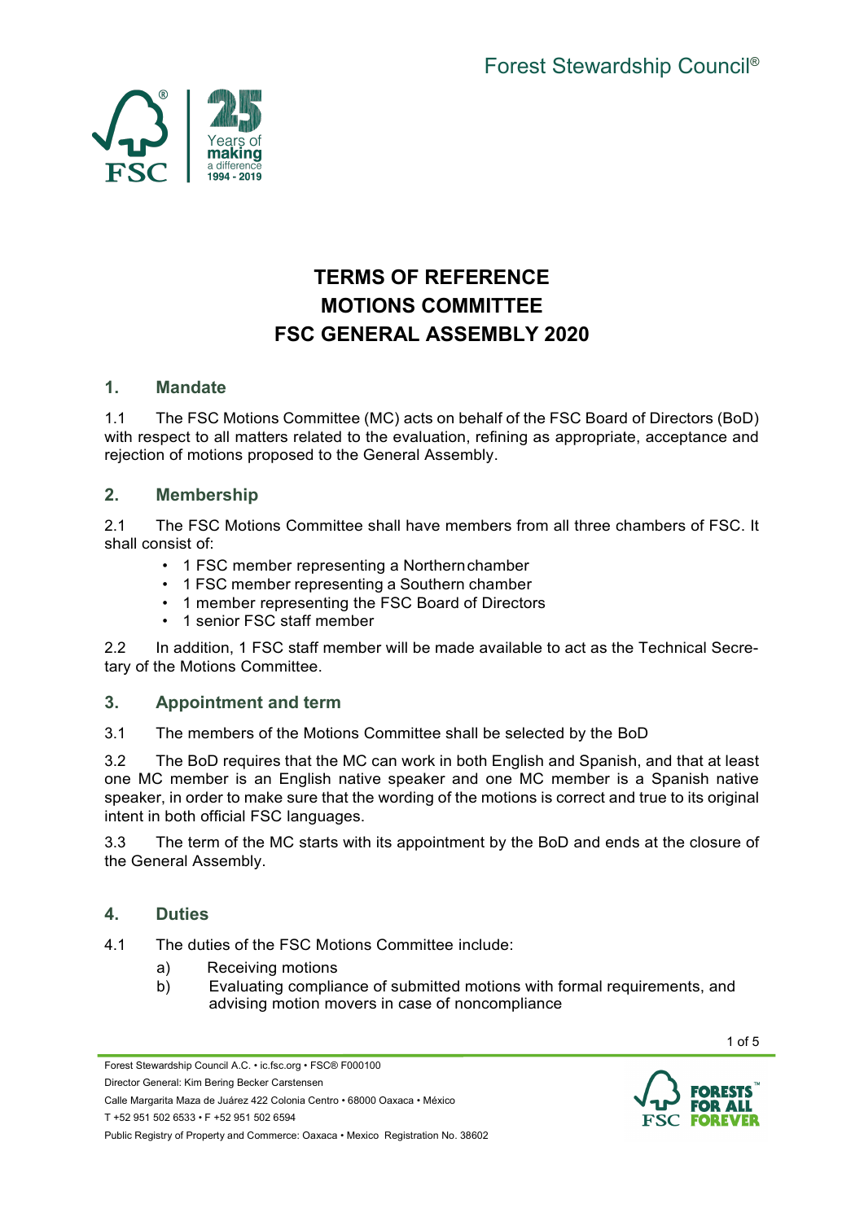# TERMS OF REFERENCE
# MOTIONS COMMITTEE
# FSC GENERAL ASSEMBLY 2020

## 1. Mandate

1.1 The FSC Motions Committee (MC) acts on behalf of the FSC Board of Directors (BoD) with respect to all matters related to the evaluation, refining as appropriate, acceptance and rejection of motions proposed to the General Assembly.

## 2. Membership

2.1 The FSC Motions Committee shall have members from all three chambers of FSC. It shall consist of:

- 1 FSC member representing a Northern chamber
- 1 FSC member representing a Southern chamber
- 1 member representing the FSC Board of Directors
- 1 senior FSC staff member

2.2 In addition, 1 FSC staff member will be made available to act as the Technical Secretary of the Motions Committee.

## 3. Appointment and term

3.1 The members of the Motions Committee shall be selected by the BoD

3.2 The BoD requires that the MC can work in both English and Spanish, and that at least one MC member is an English native speaker and one MC member is a Spanish native speaker, in order to make sure that the wording of the motions is correct and true to its original intent in both official FSC languages.

3.3 The term of the MC starts with its appointment by the BoD and ends at the closure of the General Assembly.

## 4. Duties

4.1 The duties of the FSC Motions Committee include:

a) Receiving motions

b) Evaluating compliance of submitted motions with formal requirements, and advising motion movers in case of noncompliance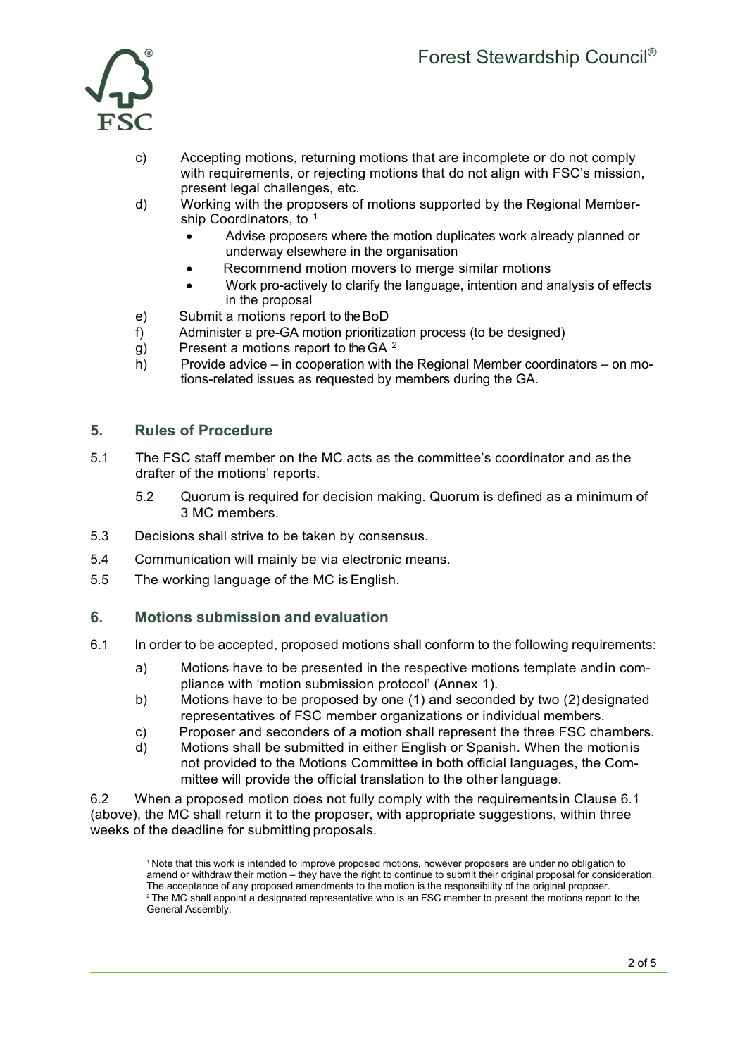c) Accepting motions, returning motions that are incomplete or do not comply with requirements, or rejecting motions that do not align with FSC's mission, present legal challenges, etc.

d) Working with the proposers of motions supported by the Regional Membership Coordinators, to [1]
   - Advise proposers where the motion duplicates work already planned or underway elsewhere in the organisation
   - Recommend motion movers to merge similar motions
   - Work pro-actively to clarify the language, intention and analysis of effects in the proposal

e) Submit a motions report to the BoD

f) Administer a pre-GA motion prioritization process (to be designed)

g) Present a motions report to the GA [2]

h) Provide advice – in cooperation with the Regional Member coordinators – on motions-related issues as requested by members during the GA.

## 5. Rules of Procedure

5.1 The FSC staff member on the MC acts as the committee's coordinator and as the drafter of the motions' reports.

5.2 Quorum is required for decision making. Quorum is defined as a minimum of 3 MC members.

5.3 Decisions shall strive to be taken by consensus.

5.4 Communication will mainly be via electronic means.

5.5 The working language of the MC is English.

## 6. Motions submission and evaluation

6.1 In order to be accepted, proposed motions shall conform to the following requirements:

a) Motions have to be presented in the respective motions template and in compliance with 'motion submission protocol' (Annex 1).

b) Motions have to be proposed by one (1) and seconded by two (2) designated representatives of FSC member organizations or individual members.

c) Proposer and seconders of a motion shall represent the three FSC chambers.

d) Motions shall be submitted in either English or Spanish. When the motion is not provided to the Motions Committee in both official languages, the Committee will provide the official translation to the other language.

6.2 When a proposed motion does not fully comply with the requirements in Clause 6.1 (above), the MC shall return it to the proposer, with appropriate suggestions, within three weeks of the deadline for submitting proposals.

[1] Note that this work is intended to improve proposed motions, however proposers are under no obligation to amend or withdraw their motion – they have the right to continue to submit their original proposal for consideration. The acceptance of any proposed amendments to the motion is the responsibility of the original proposer.

[2] The MC shall appoint a designated representative who is an FSC member to present the motions report to the General Assembly.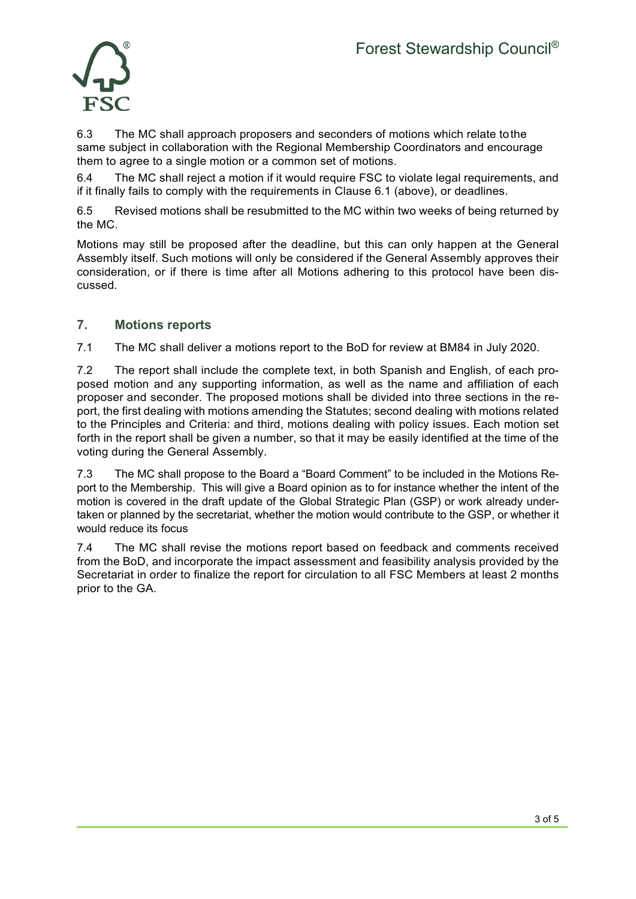6.3 The MC shall approach proposers and seconders of motions which relate to the same subject in collaboration with the Regional Membership Coordinators and encourage them to agree to a single motion or a common set of motions.

6.4 The MC shall reject a motion if it would require FSC to violate legal requirements, and if it finally fails to comply with the requirements in Clause 6.1 (above), or deadlines.

6.5 Revised motions shall be resubmitted to the MC within two weeks of being returned by the MC.

Motions may still be proposed after the deadline, but this can only happen at the General Assembly itself. Such motions will only be considered if the General Assembly approves their consideration, or if there is time after all Motions adhering to this protocol have been discussed.

## 7. Motions reports

7.1 The MC shall deliver a motions report to the BoD for review at BM84 in July 2020.

7.2 The report shall include the complete text, in both Spanish and English, of each proposed motion and any supporting information, as well as the name and affiliation of each proposer and seconder. The proposed motions shall be divided into three sections in the report, the first dealing with motions amending the Statutes; second dealing with motions related to the Principles and Criteria: and third, motions dealing with policy issues. Each motion set forth in the report shall be given a number, so that it may be easily identified at the time of the voting during the General Assembly.

7.3 The MC shall propose to the Board a "Board Comment" to be included in the Motions Report to the Membership. This will give a Board opinion as to for instance whether the intent of the motion is covered in the draft update of the Global Strategic Plan (GSP) or work already undertaken or planned by the secretariat, whether the motion would contribute to the GSP, or whether it would reduce its focus

7.4 The MC shall revise the motions report based on feedback and comments received from the BoD, and incorporate the impact assessment and feasibility analysis provided by the Secretariat in order to finalize the report for circulation to all FSC Members at least 2 months prior to the GA.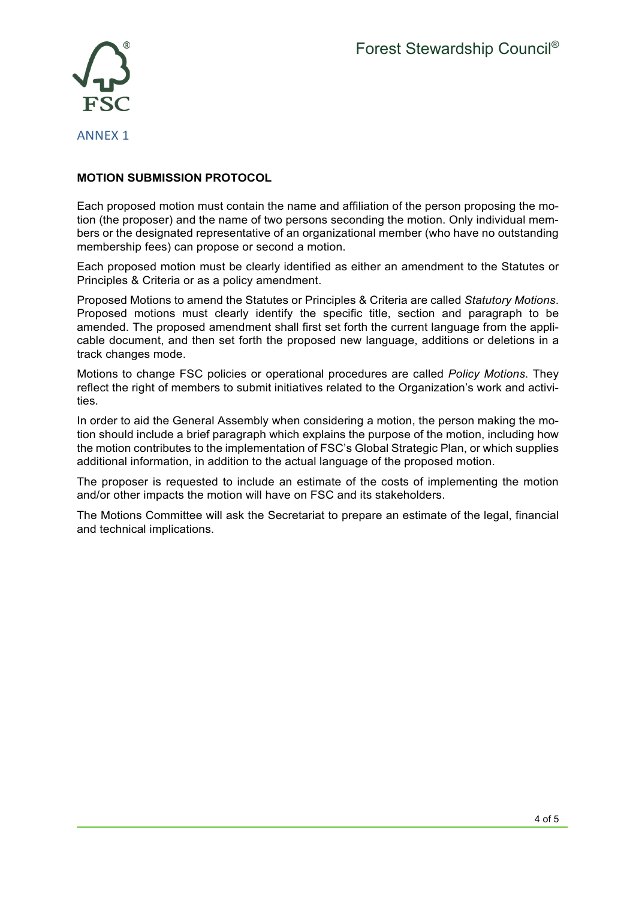ANNEX 1

**MOTION SUBMISSION PROTOCOL**

Each proposed motion must contain the name and affiliation of the person proposing the motion (the proposer) and the name of two persons seconding the motion. Only individual members or the designated representative of an organizational member (who have no outstanding membership fees) can propose or second a motion.

Each proposed motion must be clearly identified as either an amendment to the Statutes or Principles & Criteria or as a policy amendment.

Proposed Motions to amend the Statutes or Principles & Criteria are called *Statutory Motions*. Proposed motions must clearly identify the specific title, section and paragraph to be amended. The proposed amendment shall first set forth the current language from the applicable document, and then set forth the proposed new language, additions or deletions in a track changes mode.

Motions to change FSC policies or operational procedures are called *Policy Motions*. They reflect the right of members to submit initiatives related to the Organization's work and activities.

In order to aid the General Assembly when considering a motion, the person making the motion should include a brief paragraph which explains the purpose of the motion, including how the motion contributes to the implementation of FSC's Global Strategic Plan, or which supplies additional information, in addition to the actual language of the proposed motion.

The proposer is requested to include an estimate of the costs of implementing the motion and/or other impacts the motion will have on FSC and its stakeholders.

The Motions Committee will ask the Secretariat to prepare an estimate of the legal, financial and technical implications.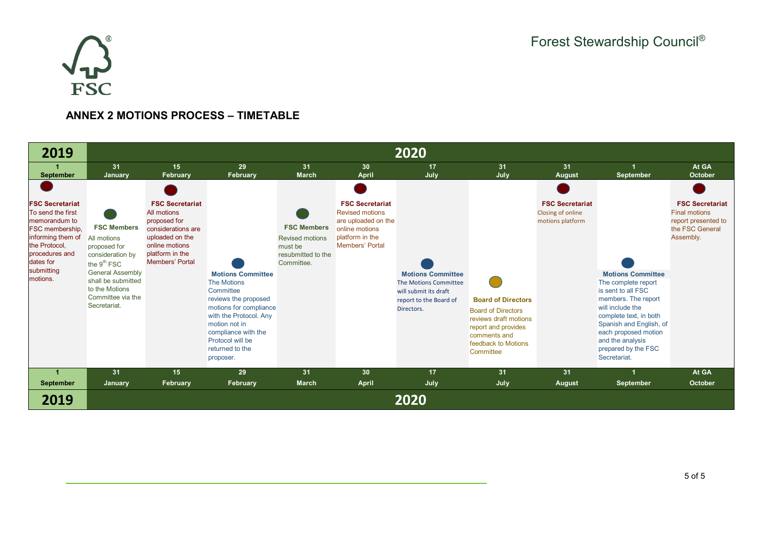## ANNEX 2 MOTIONS PROCESS – TIMETABLE

| 2019 | 2020 | | | | | | | | | |
|---|---|---|---|---|---|---|---|---|---|---|
| 1 September | 31 January | 15 February | 29 February | 31 March | 30 April | 17 July | 31 July | 31 August | 1 September | At GA October |
| **FSC Secretariat** To send the first memorandum to FSC membership, informing them of the Protocol, procedures and dates for submitting motions. | **FSC Members** All motions proposed for consideration by the 9th FSC General Assembly shall be submitted to the Motions Committee via the Secretariat. | **FSC Secretariat** All motions proposed for considerations are uploaded on the online motions platform in the Members' Portal | **Motions Committee** The Motions Committee reviews the proposed motions for compliance with the Protocol. Any motion not in compliance with the Protocol will be returned to the proposer. | **FSC Members** Revised motions must be resubmitted to the Committee. | **FSC Secretariat** Revised motions are uploaded on the online motions platform in the Members' Portal | **Motions Committee** The Motions Committee will submit its draft report to the Board of Directors. | **Board of Directors** Board of Directors reviews draft motions report and provides comments and feedback to Motions Committee | **FSC Secretariat** Closing of online motions platform | **Motions Committee** The complete report is sent to all FSC members. The report will include the complete text, in both Spanish and English, of each proposed motion and the analysis prepared by the FSC Secretariat. | **FSC Secretariat** Final motions report presented to the FSC General Assembly. |
| 1 September | 31 January | 15 February | 29 February | 31 March | 30 April | 17 July | 31 July | 31 August | 1 September | At GA October |
| 2019 | 2020 | | | | | | | | | |